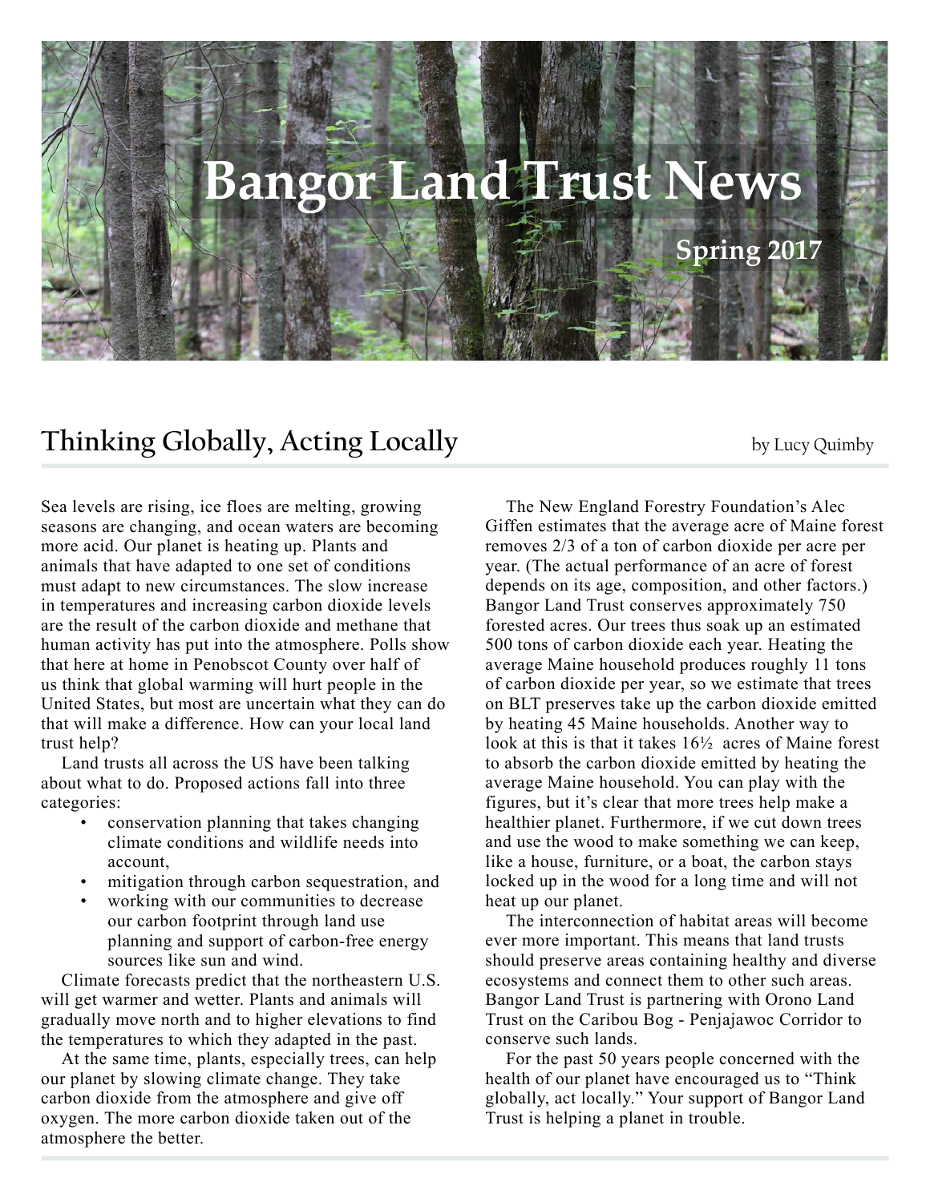# Bangor Land Trust News

**Spring 2017**

## Thinking Globally, Acting Locally

by Lucy Quimby

Sea levels are rising, ice floes are melting, growing seasons are changing, and ocean waters are becoming more acid. Our planet is heating up. Plants and animals that have adapted to one set of conditions must adapt to new circumstances. The slow increase in temperatures and increasing carbon dioxide levels are the result of the carbon dioxide and methane that human activity has put into the atmosphere. Polls show that here at home in Penobscot County over half of us think that global warming will hurt people in the United States, but most are uncertain what they can do that will make a difference. How can your local land trust help?

Land trusts all across the US have been talking about what to do. Proposed actions fall into three categories:

- conservation planning that takes changing climate conditions and wildlife needs into account,
- mitigation through carbon sequestration, and
- working with our communities to decrease our carbon footprint through land use planning and support of carbon-free energy sources like sun and wind.

Climate forecasts predict that the northeastern U.S. will get warmer and wetter. Plants and animals will gradually move north and to higher elevations to find the temperatures to which they adapted in the past.

At the same time, plants, especially trees, can help our planet by slowing climate change. They take carbon dioxide from the atmosphere and give off oxygen. The more carbon dioxide taken out of the atmosphere the better.

The New England Forestry Foundation's Alec Giffen estimates that the average acre of Maine forest removes 2/3 of a ton of carbon dioxide per acre per year. (The actual performance of an acre of forest depends on its age, composition, and other factors.) Bangor Land Trust conserves approximately 750 forested acres. Our trees thus soak up an estimated 500 tons of carbon dioxide each year. Heating the average Maine household produces roughly 11 tons of carbon dioxide per year, so we estimate that trees on BLT preserves take up the carbon dioxide emitted by heating 45 Maine households. Another way to look at this is that it takes 16½ acres of Maine forest to absorb the carbon dioxide emitted by heating the average Maine household. You can play with the figures, but it's clear that more trees help make a healthier planet. Furthermore, if we cut down trees and use the wood to make something we can keep, like a house, furniture, or a boat, the carbon stays locked up in the wood for a long time and will not heat up our planet.

The interconnection of habitat areas will become ever more important. This means that land trusts should preserve areas containing healthy and diverse ecosystems and connect them to other such areas. Bangor Land Trust is partnering with Orono Land Trust on the Caribou Bog - Penjajawoc Corridor to conserve such lands.

For the past 50 years people concerned with the health of our planet have encouraged us to "Think globally, act locally." Your support of Bangor Land Trust is helping a planet in trouble.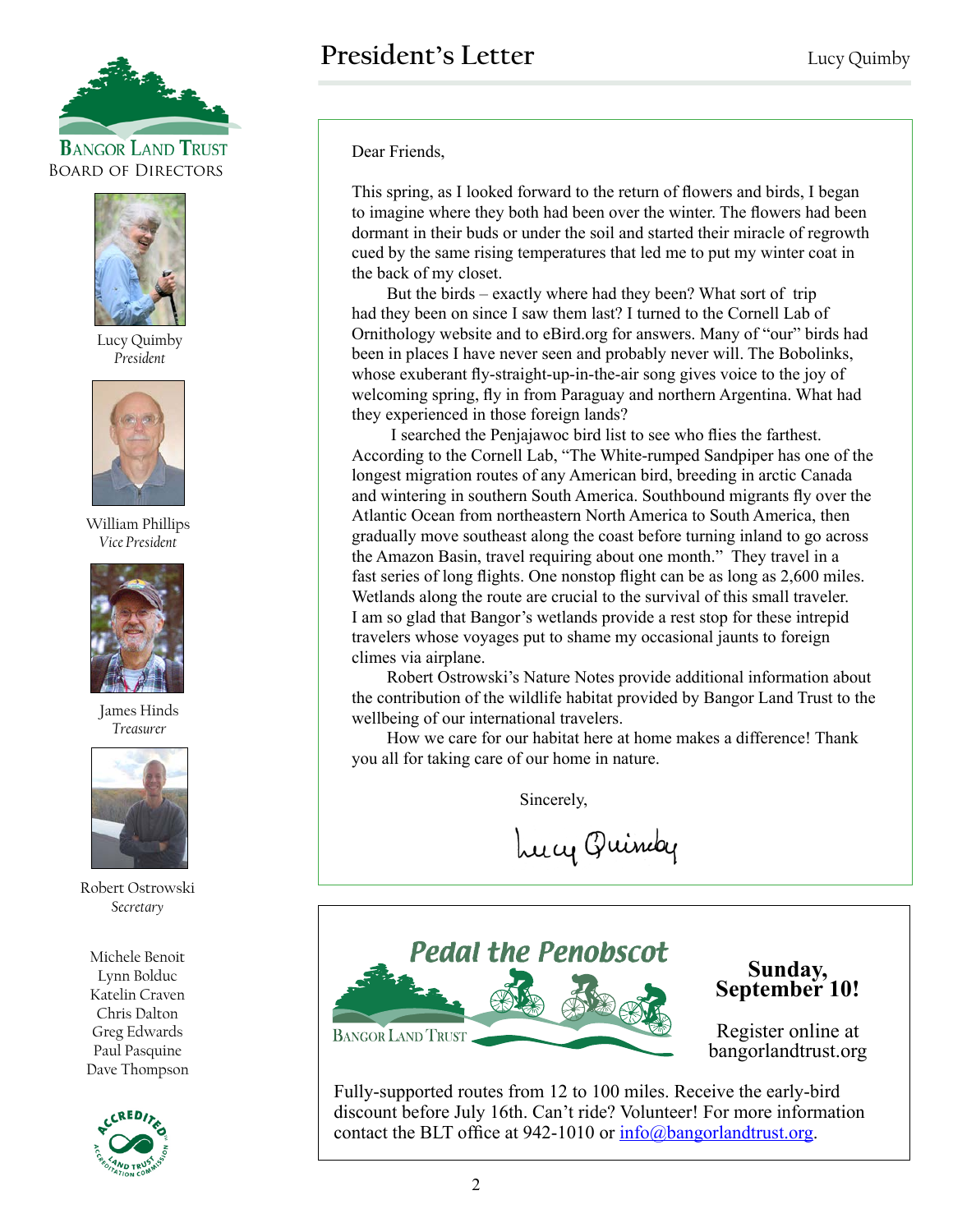# President's Letter

Lucy Quimby

**Bangor Land Trust**
Board of Directors

Lucy Quimby
*President*

William Phillips
*Vice President*

James Hinds
*Treasurer*

Robert Ostrowski
*Secretary*

Michele Benoit
Lynn Bolduc
Katelin Craven
Chris Dalton
Greg Edwards
Paul Pasquine
Dave Thompson

Dear Friends,

This spring, as I looked forward to the return of flowers and birds, I began to imagine where they both had been over the winter. The flowers had been dormant in their buds or under the soil and started their miracle of regrowth cued by the same rising temperatures that led me to put my winter coat in the back of my closet.

But the birds – exactly where had they been? What sort of trip had they been on since I saw them last? I turned to the Cornell Lab of Ornithology website and to eBird.org for answers. Many of "our" birds had been in places I have never seen and probably never will. The Bobolinks, whose exuberant fly-straight-up-in-the-air song gives voice to the joy of welcoming spring, fly in from Paraguay and northern Argentina. What had they experienced in those foreign lands?

I searched the Penjajawoc bird list to see who flies the farthest. According to the Cornell Lab, "The White-rumped Sandpiper has one of the longest migration routes of any American bird, breeding in arctic Canada and wintering in southern South America. Southbound migrants fly over the Atlantic Ocean from northeastern North America to South America, then gradually move southeast along the coast before turning inland to go across the Amazon Basin, travel requiring about one month." They travel in a fast series of long flights. One nonstop flight can be as long as 2,600 miles. Wetlands along the route are crucial to the survival of this small traveler. I am so glad that Bangor's wetlands provide a rest stop for these intrepid travelers whose voyages put to shame my occasional jaunts to foreign climes via airplane.

Robert Ostrowski's Nature Notes provide additional information about the contribution of the wildlife habitat provided by Bangor Land Trust to the wellbeing of our international travelers.

How we care for our habitat here at home makes a difference! Thank you all for taking care of our home in nature.

Sincerely,

Lucy Quimby

## Pedal the Penobscot

Bangor Land Trust

**Sunday, September 10!**

Register online at bangorlandtrust.org

Fully-supported routes from 12 to 100 miles. Receive the early-bird discount before July 16th. Can't ride? Volunteer! For more information contact the BLT office at 942-1010 or info@bangorlandtrust.org.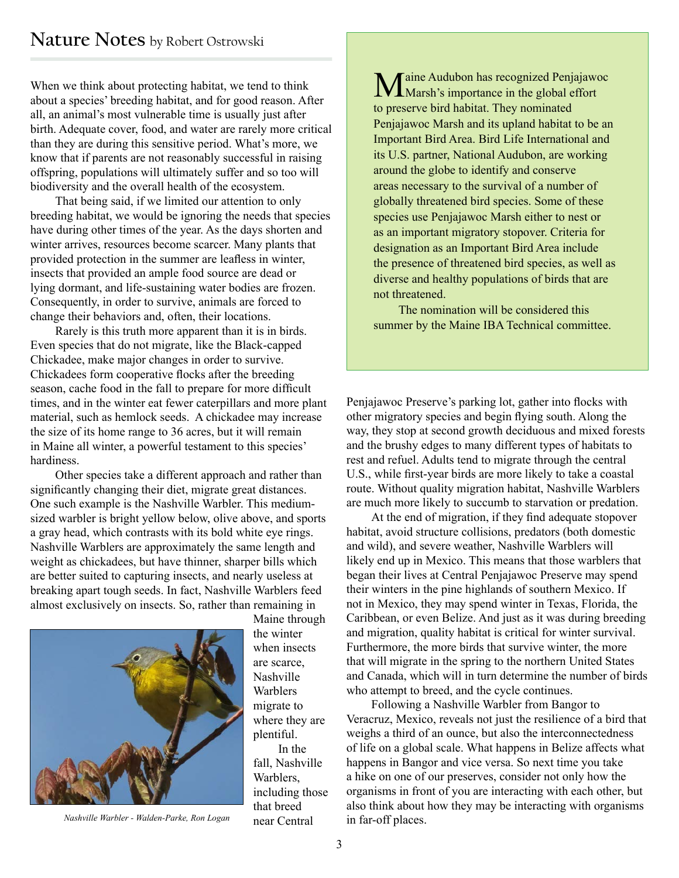## Nature Notes by Robert Ostrowski

When we think about protecting habitat, we tend to think about a species' breeding habitat, and for good reason. After all, an animal's most vulnerable time is usually just after birth. Adequate cover, food, and water are rarely more critical than they are during this sensitive period. What's more, we know that if parents are not reasonably successful in raising offspring, populations will ultimately suffer and so too will biodiversity and the overall health of the ecosystem.

That being said, if we limited our attention to only breeding habitat, we would be ignoring the needs that species have during other times of the year. As the days shorten and winter arrives, resources become scarcer. Many plants that provided protection in the summer are leafless in winter, insects that provided an ample food source are dead or lying dormant, and life-sustaining water bodies are frozen. Consequently, in order to survive, animals are forced to change their behaviors and, often, their locations.

Rarely is this truth more apparent than it is in birds. Even species that do not migrate, like the Black-capped Chickadee, make major changes in order to survive. Chickadees form cooperative flocks after the breeding season, cache food in the fall to prepare for more difficult times, and in the winter eat fewer caterpillars and more plant material, such as hemlock seeds. A chickadee may increase the size of its home range to 36 acres, but it will remain in Maine all winter, a powerful testament to this species' hardiness.

Other species take a different approach and rather than significantly changing their diet, migrate great distances. One such example is the Nashville Warbler. This medium-sized warbler is bright yellow below, olive above, and sports a gray head, which contrasts with its bold white eye rings. Nashville Warblers are approximately the same length and weight as chickadees, but have thinner, sharper bills which are better suited to capturing insects, and nearly useless at breaking apart tough seeds. In fact, Nashville Warblers feed almost exclusively on insects. So, rather than remaining in Maine through the winter when insects are scarce, Nashville Warblers migrate to where they are plentiful.

*Nashville Warbler - Walden-Parke, Ron Logan*

In the fall, Nashville Warblers, including those that breed near Central Penjajawoc Preserve's parking lot, gather into flocks with other migratory species and begin flying south. Along the way, they stop at second growth deciduous and mixed forests and the brushy edges to many different types of habitats to rest and refuel. Adults tend to migrate through the central U.S., while first-year birds are more likely to take a coastal route. Without quality migration habitat, Nashville Warblers are much more likely to succumb to starvation or predation.

At the end of migration, if they find adequate stopover habitat, avoid structure collisions, predators (both domestic and wild), and severe weather, Nashville Warblers will likely end up in Mexico. This means that those warblers that began their lives at Central Penjajawoc Preserve may spend their winters in the pine highlands of southern Mexico. If not in Mexico, they may spend winter in Texas, Florida, the Caribbean, or even Belize. And just as it was during breeding and migration, quality habitat is critical for winter survival. Furthermore, the more birds that survive winter, the more that will migrate in the spring to the northern United States and Canada, which will in turn determine the number of birds who attempt to breed, and the cycle continues.

Following a Nashville Warbler from Bangor to Veracruz, Mexico, reveals not just the resilience of a bird that weighs a third of an ounce, but also the interconnectedness of life on a global scale. What happens in Belize affects what happens in Bangor and vice versa. So next time you take a hike on one of our preserves, consider not only how the organisms in front of you are interacting with each other, but also think about how they may be interacting with organisms in far-off places.

---

Maine Audubon has recognized Penjajawoc Marsh's importance in the global effort to preserve bird habitat. They nominated Penjajawoc Marsh and its upland habitat to be an Important Bird Area. Bird Life International and its U.S. partner, National Audubon, are working around the globe to identify and conserve areas necessary to the survival of a number of globally threatened bird species. Some of these species use Penjajawoc Marsh either to nest or as an important migratory stopover. Criteria for designation as an Important Bird Area include the presence of threatened bird species, as well as diverse and healthy populations of birds that are not threatened.

The nomination will be considered this summer by the Maine IBA Technical committee.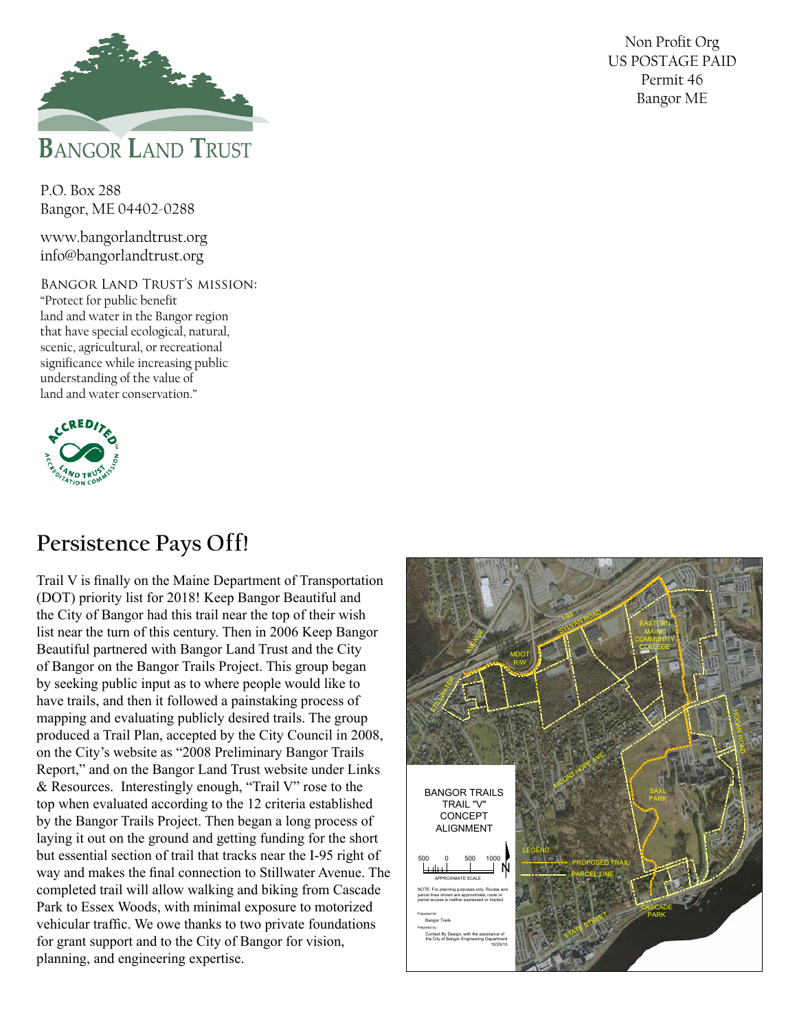BANGOR LAND TRUST

Non Profit Org
US POSTAGE PAID
Permit 46
Bangor ME

P.O. Box 288
Bangor, ME 04402-0288

www.bangorlandtrust.org
info@bangorlandtrust.org

BANGOR LAND TRUST'S MISSION:
"Protect for public benefit land and water in the Bangor region that have special ecological, natural, scenic, agricultural, or recreational significance while increasing public understanding of the value of land and water conservation."

ACCREDITED LAND TRUST ACCREDITATION COMMISSION

## Persistence Pays Off!

Trail V is finally on the Maine Department of Transportation (DOT) priority list for 2018! Keep Bangor Beautiful and the City of Bangor had this trail near the top of their wish list near the turn of this century. Then in 2006 Keep Bangor Beautiful partnered with Bangor Land Trust and the City of Bangor on the Bangor Trails Project. This group began by seeking public input as to where people would like to have trails, and then it followed a painstaking process of mapping and evaluating publicly desired trails. The group produced a Trail Plan, accepted by the City Council in 2008, on the City's website as "2008 Preliminary Bangor Trails Report," and on the Bangor Land Trust website under Links & Resources. Interestingly enough, "Trail V" rose to the top when evaluated according to the 12 criteria established by the Bangor Trails Project. Then began a long process of laying it out on the ground and getting funding for the short but essential section of trail that tracks near the I-95 right of way and makes the final connection to Stillwater Avenue. The completed trail will allow walking and biking from Cascade Park to Essex Woods, with minimal exposure to motorized vehicular traffic. We owe thanks to two private foundations for grant support and to the City of Bangor for vision, planning, and engineering expertise.

BANGOR TRAILS
TRAIL "V"
CONCEPT
ALIGNMENT

500 0 500 1000
APPROXIMATE SCALE
N

LEGEND:
PROPOSED TRAIL
PARCEL LINE

NOTE: For planning purposes only. Routes and parcel lines shown are approximate; route or parcel access is neither expressed or implied.

Prepared for:
Bangor Trails
Prepared by:
Context By Design, with the assistance of the City of Bangor Engineering Department
10/25/10

I-95
SYLVAN ROAD
STILLWATER AVENUE
MDOT R/W
EASTERN MAINE COMMUNITY COLLEGE
HOGAN ROAD
MOUNT HOPE AVE
SAXL PARK
CASCADE PARK
STATE STREET